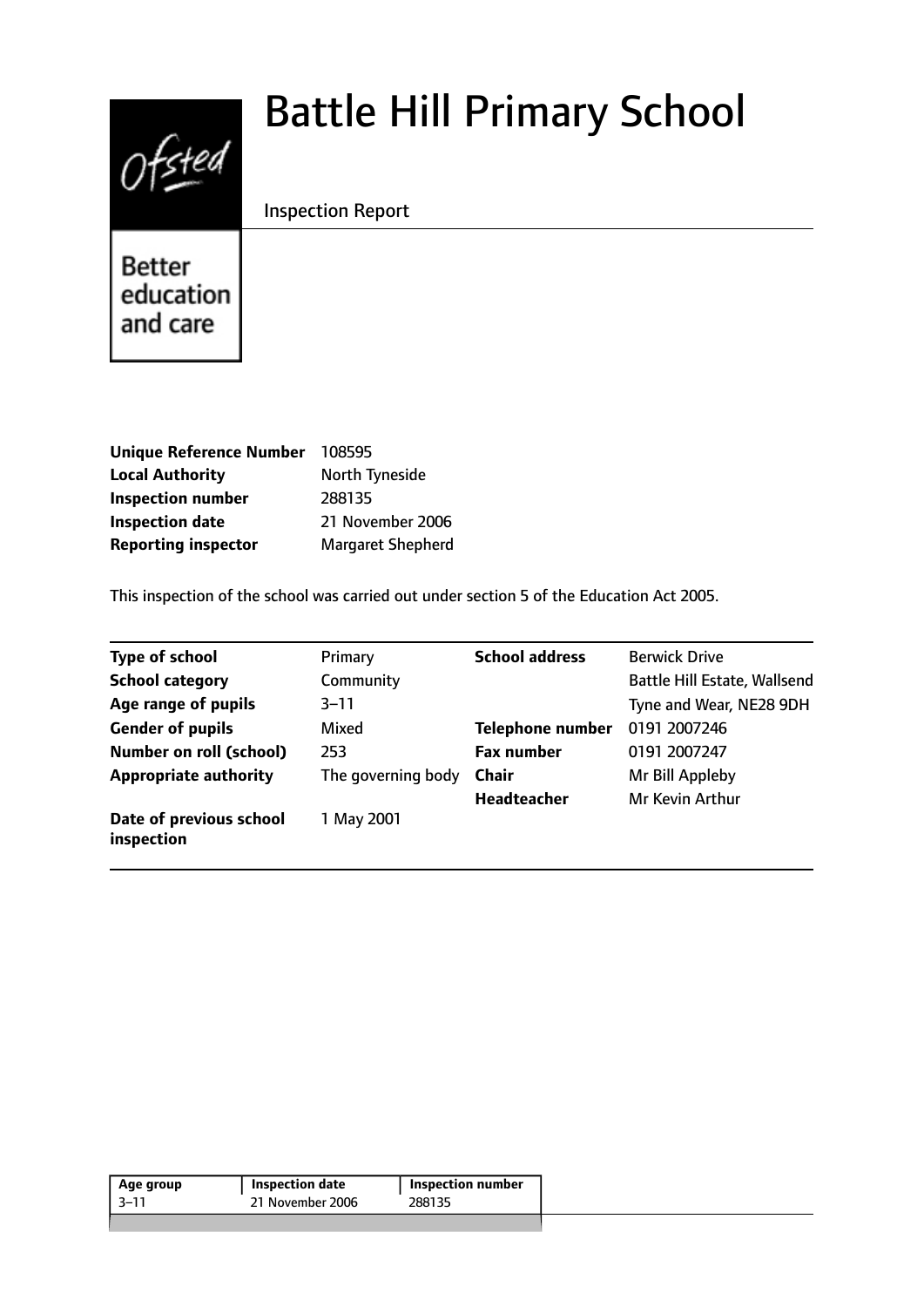# Battle Hill Primary School

Inspection Report

Ofsted

Better education and care

| | |
|---|---|
| **Unique Reference Number** | 108595 |
| **Local Authority** | North Tyneside |
| **Inspection number** | 288135 |
| **Inspection date** | 21 November 2006 |
| **Reporting inspector** | Margaret Shepherd |

This inspection of the school was carried out under section 5 of the Education Act 2005.

| | | | |
|---|---|---|---|
| **Type of school** | Primary | **School address** | Berwick Drive |
| **School category** | Community | | Battle Hill Estate, Wallsend |
| **Age range of pupils** | 3–11 | | Tyne and Wear, NE28 9DH |
| **Gender of pupils** | Mixed | **Telephone number** | 0191 2007246 |
| **Number on roll (school)** | 253 | **Fax number** | 0191 2007247 |
| **Appropriate authority** | The governing body | **Chair** | Mr Bill Appleby |
| | | **Headteacher** | Mr Kevin Arthur |
| **Date of previous school inspection** | 1 May 2001 | | |

| Age group | Inspection date | Inspection number |
|---|---|---|
| 3–11 | 21 November 2006 | 288135 |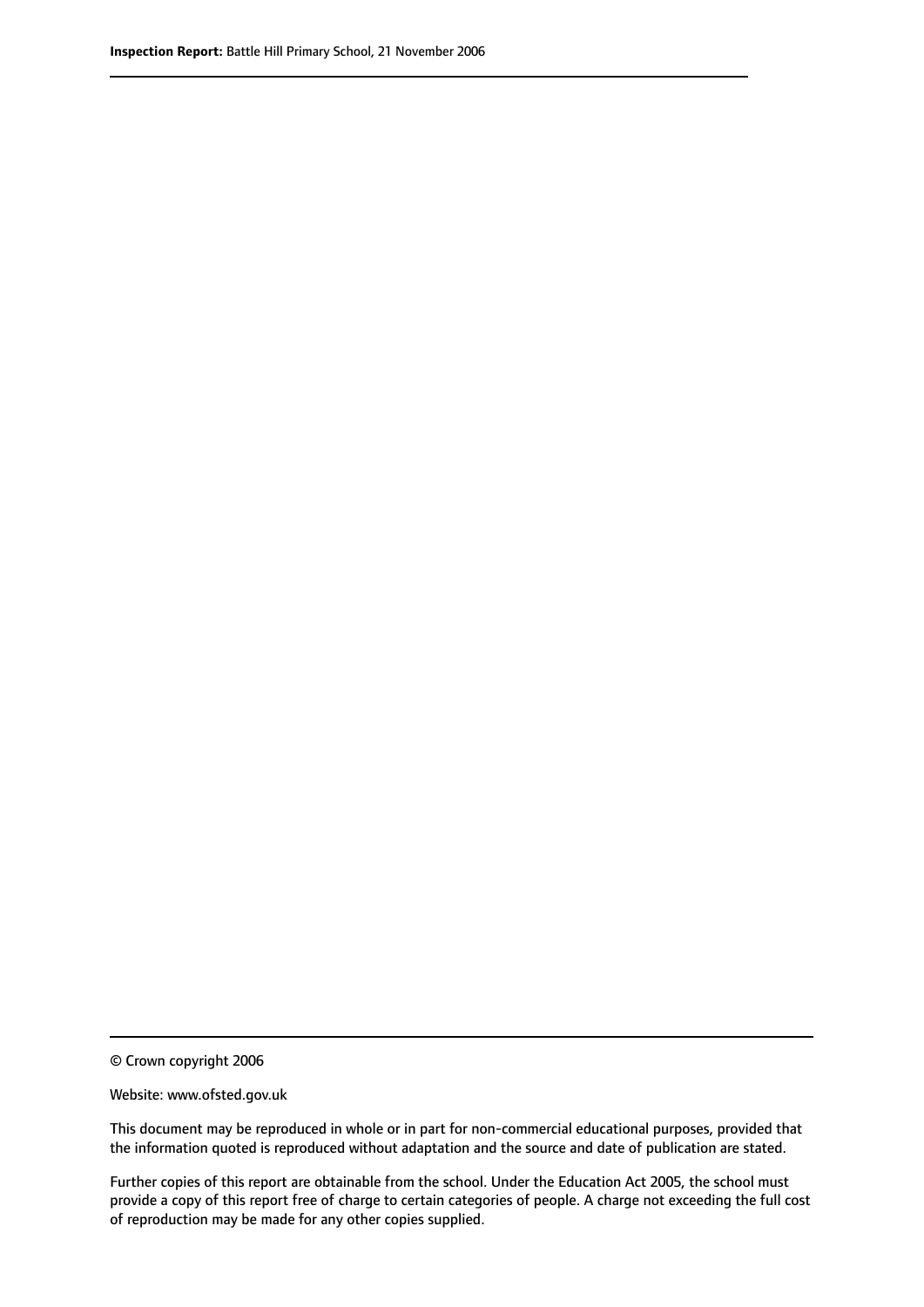© Crown copyright 2006

Website: www.ofsted.gov.uk

This document may be reproduced in whole or in part for non-commercial educational purposes, provided that the information quoted is reproduced without adaptation and the source and date of publication are stated.

Further copies of this report are obtainable from the school. Under the Education Act 2005, the school must provide a copy of this report free of charge to certain categories of people. A charge not exceeding the full cost of reproduction may be made for any other copies supplied.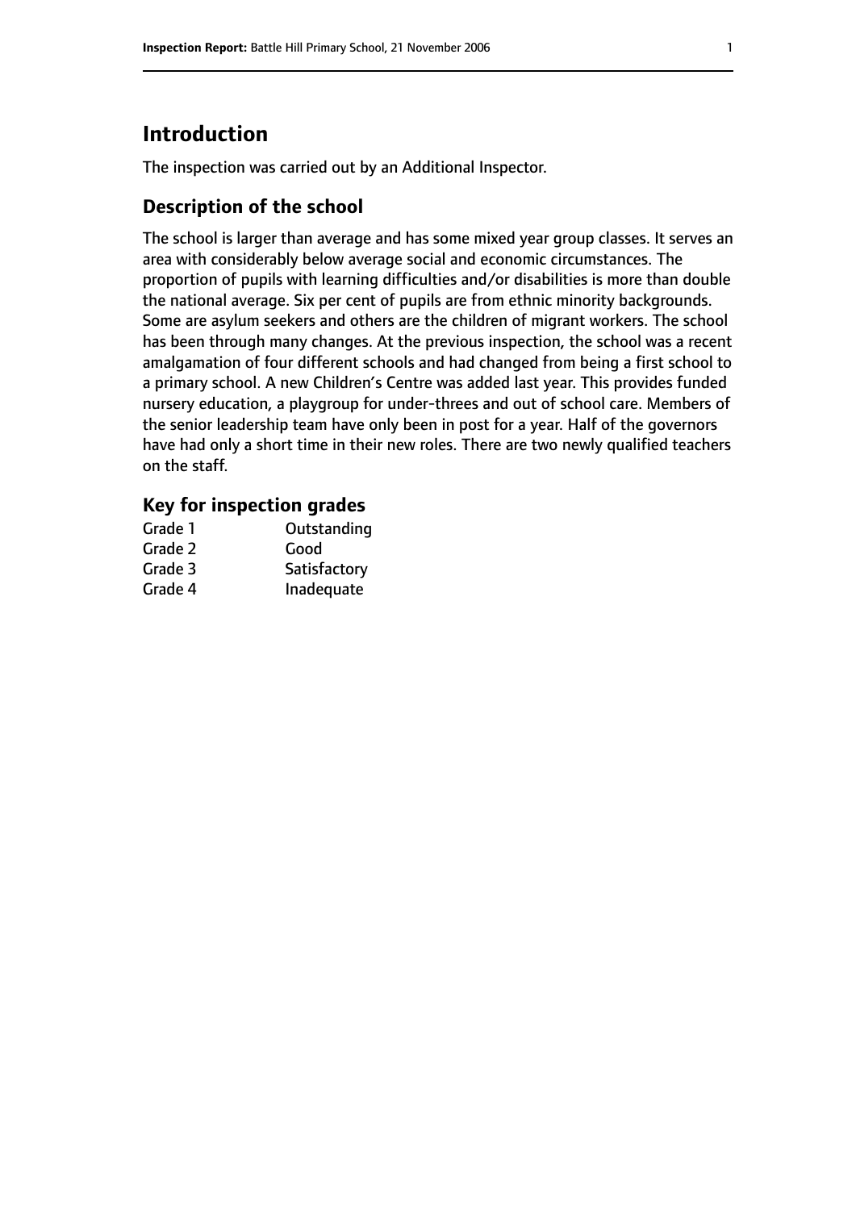# Introduction

The inspection was carried out by an Additional Inspector.

## Description of the school

The school is larger than average and has some mixed year group classes. It serves an area with considerably below average social and economic circumstances. The proportion of pupils with learning difficulties and/or disabilities is more than double the national average. Six per cent of pupils are from ethnic minority backgrounds. Some are asylum seekers and others are the children of migrant workers. The school has been through many changes. At the previous inspection, the school was a recent amalgamation of four different schools and had changed from being a first school to a primary school. A new Children's Centre was added last year. This provides funded nursery education, a playgroup for under-threes and out of school care. Members of the senior leadership team have only been in post for a year. Half of the governors have had only a short time in their new roles. There are two newly qualified teachers on the staff.

## Key for inspection grades

| | |
|---|---|
| Grade 1 | Outstanding |
| Grade 2 | Good |
| Grade 3 | Satisfactory |
| Grade 4 | Inadequate |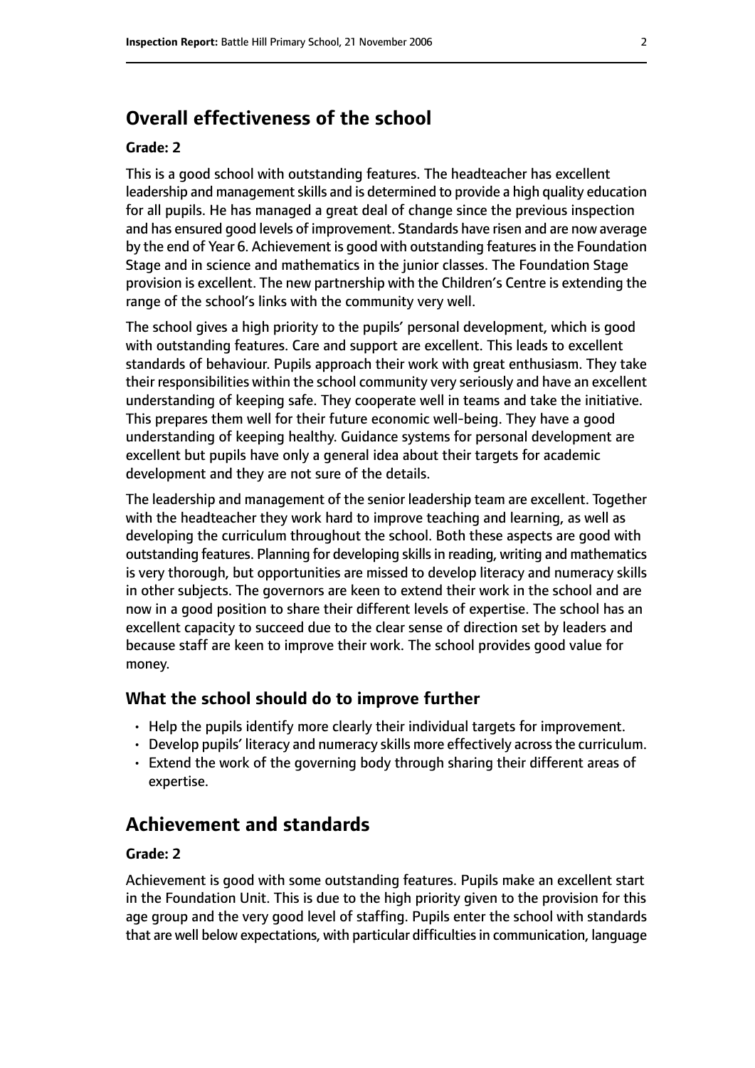## Overall effectiveness of the school

### Grade: 2

This is a good school with outstanding features. The headteacher has excellent leadership and management skills and is determined to provide a high quality education for all pupils. He has managed a great deal of change since the previous inspection and has ensured good levels of improvement. Standards have risen and are now average by the end of Year 6. Achievement is good with outstanding features in the Foundation Stage and in science and mathematics in the junior classes. The Foundation Stage provision is excellent. The new partnership with the Children's Centre is extending the range of the school's links with the community very well.

The school gives a high priority to the pupils' personal development, which is good with outstanding features. Care and support are excellent. This leads to excellent standards of behaviour. Pupils approach their work with great enthusiasm. They take their responsibilities within the school community very seriously and have an excellent understanding of keeping safe. They cooperate well in teams and take the initiative. This prepares them well for their future economic well-being. They have a good understanding of keeping healthy. Guidance systems for personal development are excellent but pupils have only a general idea about their targets for academic development and they are not sure of the details.

The leadership and management of the senior leadership team are excellent. Together with the headteacher they work hard to improve teaching and learning, as well as developing the curriculum throughout the school. Both these aspects are good with outstanding features. Planning for developing skills in reading, writing and mathematics is very thorough, but opportunities are missed to develop literacy and numeracy skills in other subjects. The governors are keen to extend their work in the school and are now in a good position to share their different levels of expertise. The school has an excellent capacity to succeed due to the clear sense of direction set by leaders and because staff are keen to improve their work. The school provides good value for money.

### What the school should do to improve further

- Help the pupils identify more clearly their individual targets for improvement.
- Develop pupils' literacy and numeracy skills more effectively across the curriculum.
- Extend the work of the governing body through sharing their different areas of expertise.

## Achievement and standards

### Grade: 2

Achievement is good with some outstanding features. Pupils make an excellent start in the Foundation Unit. This is due to the high priority given to the provision for this age group and the very good level of staffing. Pupils enter the school with standards that are well below expectations, with particular difficulties in communication, language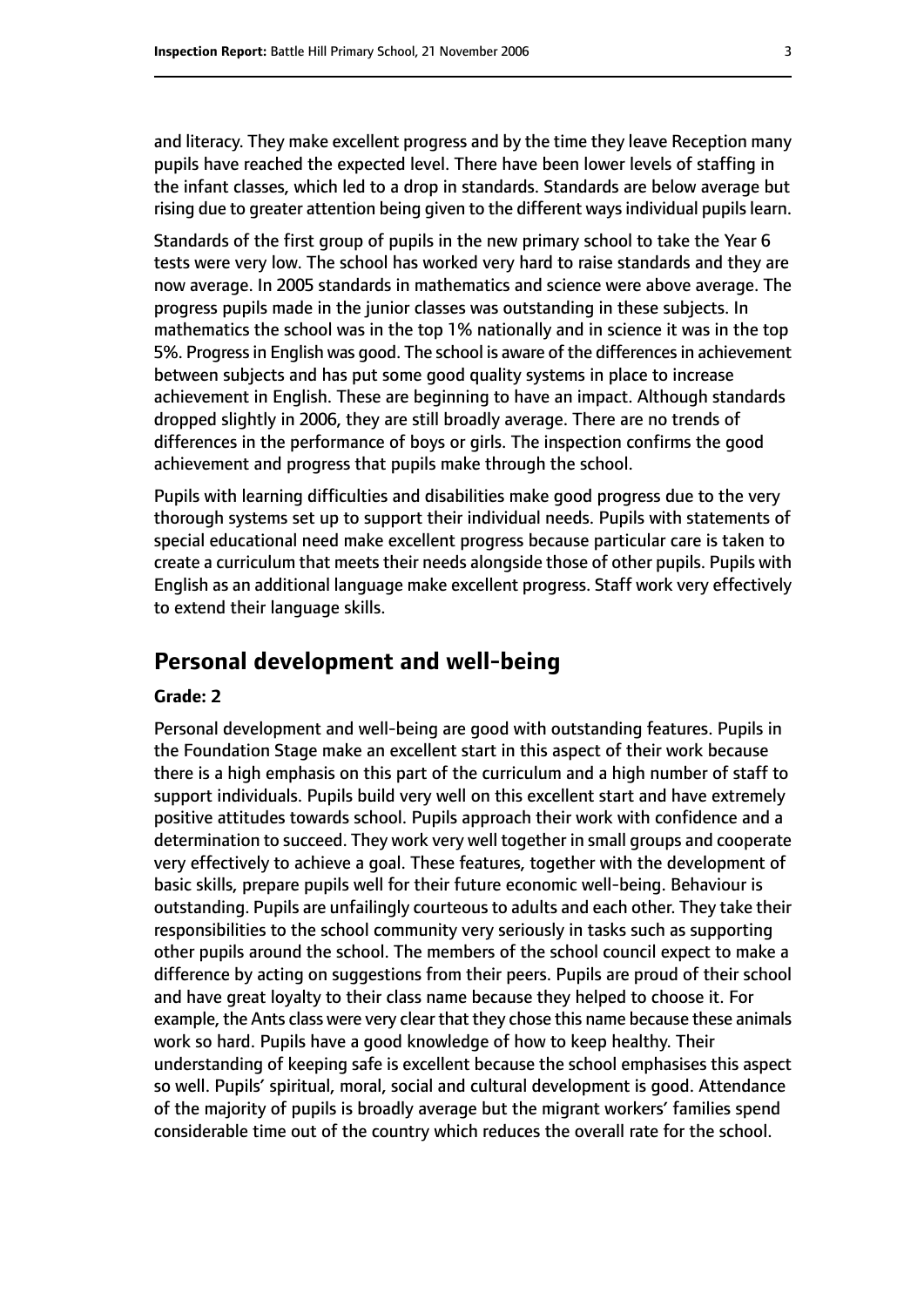and literacy. They make excellent progress and by the time they leave Reception many pupils have reached the expected level. There have been lower levels of staffing in the infant classes, which led to a drop in standards. Standards are below average but rising due to greater attention being given to the different ways individual pupils learn.

Standards of the first group of pupils in the new primary school to take the Year 6 tests were very low. The school has worked very hard to raise standards and they are now average. In 2005 standards in mathematics and science were above average. The progress pupils made in the junior classes was outstanding in these subjects. In mathematics the school was in the top 1% nationally and in science it was in the top 5%. Progress in English was good. The school is aware of the differences in achievement between subjects and has put some good quality systems in place to increase achievement in English. These are beginning to have an impact. Although standards dropped slightly in 2006, they are still broadly average. There are no trends of differences in the performance of boys or girls. The inspection confirms the good achievement and progress that pupils make through the school.

Pupils with learning difficulties and disabilities make good progress due to the very thorough systems set up to support their individual needs. Pupils with statements of special educational need make excellent progress because particular care is taken to create a curriculum that meets their needs alongside those of other pupils. Pupils with English as an additional language make excellent progress. Staff work very effectively to extend their language skills.

## Personal development and well-being

**Grade: 2**

Personal development and well-being are good with outstanding features. Pupils in the Foundation Stage make an excellent start in this aspect of their work because there is a high emphasis on this part of the curriculum and a high number of staff to support individuals. Pupils build very well on this excellent start and have extremely positive attitudes towards school. Pupils approach their work with confidence and a determination to succeed. They work very well together in small groups and cooperate very effectively to achieve a goal. These features, together with the development of basic skills, prepare pupils well for their future economic well-being. Behaviour is outstanding. Pupils are unfailingly courteous to adults and each other. They take their responsibilities to the school community very seriously in tasks such as supporting other pupils around the school. The members of the school council expect to make a difference by acting on suggestions from their peers. Pupils are proud of their school and have great loyalty to their class name because they helped to choose it. For example, the Ants class were very clear that they chose this name because these animals work so hard. Pupils have a good knowledge of how to keep healthy. Their understanding of keeping safe is excellent because the school emphasises this aspect so well. Pupils' spiritual, moral, social and cultural development is good. Attendance of the majority of pupils is broadly average but the migrant workers' families spend considerable time out of the country which reduces the overall rate for the school.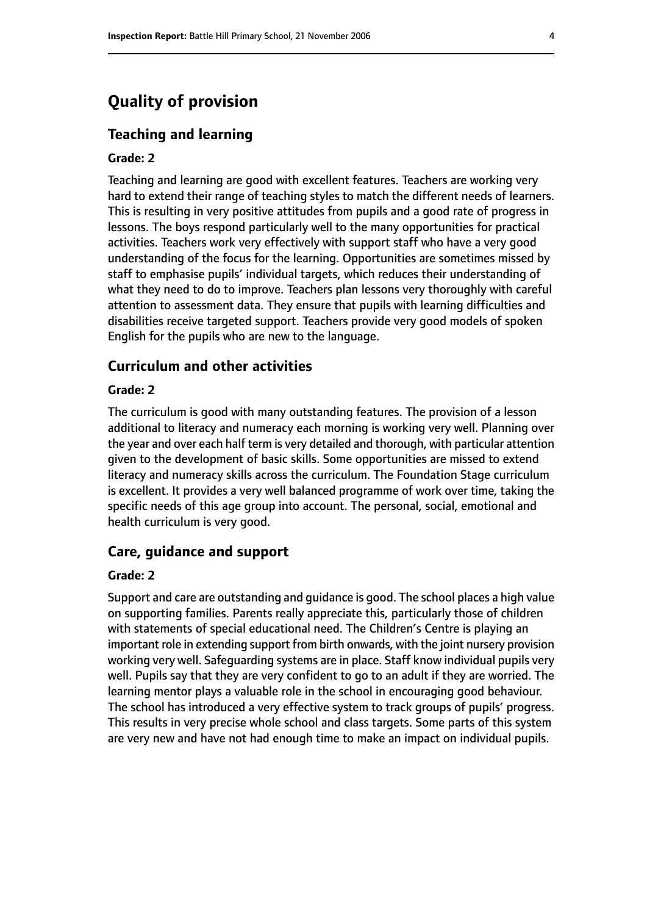# Quality of provision

## Teaching and learning

### Grade: 2

Teaching and learning are good with excellent features. Teachers are working very hard to extend their range of teaching styles to match the different needs of learners. This is resulting in very positive attitudes from pupils and a good rate of progress in lessons. The boys respond particularly well to the many opportunities for practical activities. Teachers work very effectively with support staff who have a very good understanding of the focus for the learning. Opportunities are sometimes missed by staff to emphasise pupils' individual targets, which reduces their understanding of what they need to do to improve. Teachers plan lessons very thoroughly with careful attention to assessment data. They ensure that pupils with learning difficulties and disabilities receive targeted support. Teachers provide very good models of spoken English for the pupils who are new to the language.

## Curriculum and other activities

### Grade: 2

The curriculum is good with many outstanding features. The provision of a lesson additional to literacy and numeracy each morning is working very well. Planning over the year and over each half term is very detailed and thorough, with particular attention given to the development of basic skills. Some opportunities are missed to extend literacy and numeracy skills across the curriculum. The Foundation Stage curriculum is excellent. It provides a very well balanced programme of work over time, taking the specific needs of this age group into account. The personal, social, emotional and health curriculum is very good.

## Care, guidance and support

### Grade: 2

Support and care are outstanding and guidance is good. The school places a high value on supporting families. Parents really appreciate this, particularly those of children with statements of special educational need. The Children's Centre is playing an important role in extending support from birth onwards, with the joint nursery provision working very well. Safeguarding systems are in place. Staff know individual pupils very well. Pupils say that they are very confident to go to an adult if they are worried. The learning mentor plays a valuable role in the school in encouraging good behaviour. The school has introduced a very effective system to track groups of pupils' progress. This results in very precise whole school and class targets. Some parts of this system are very new and have not had enough time to make an impact on individual pupils.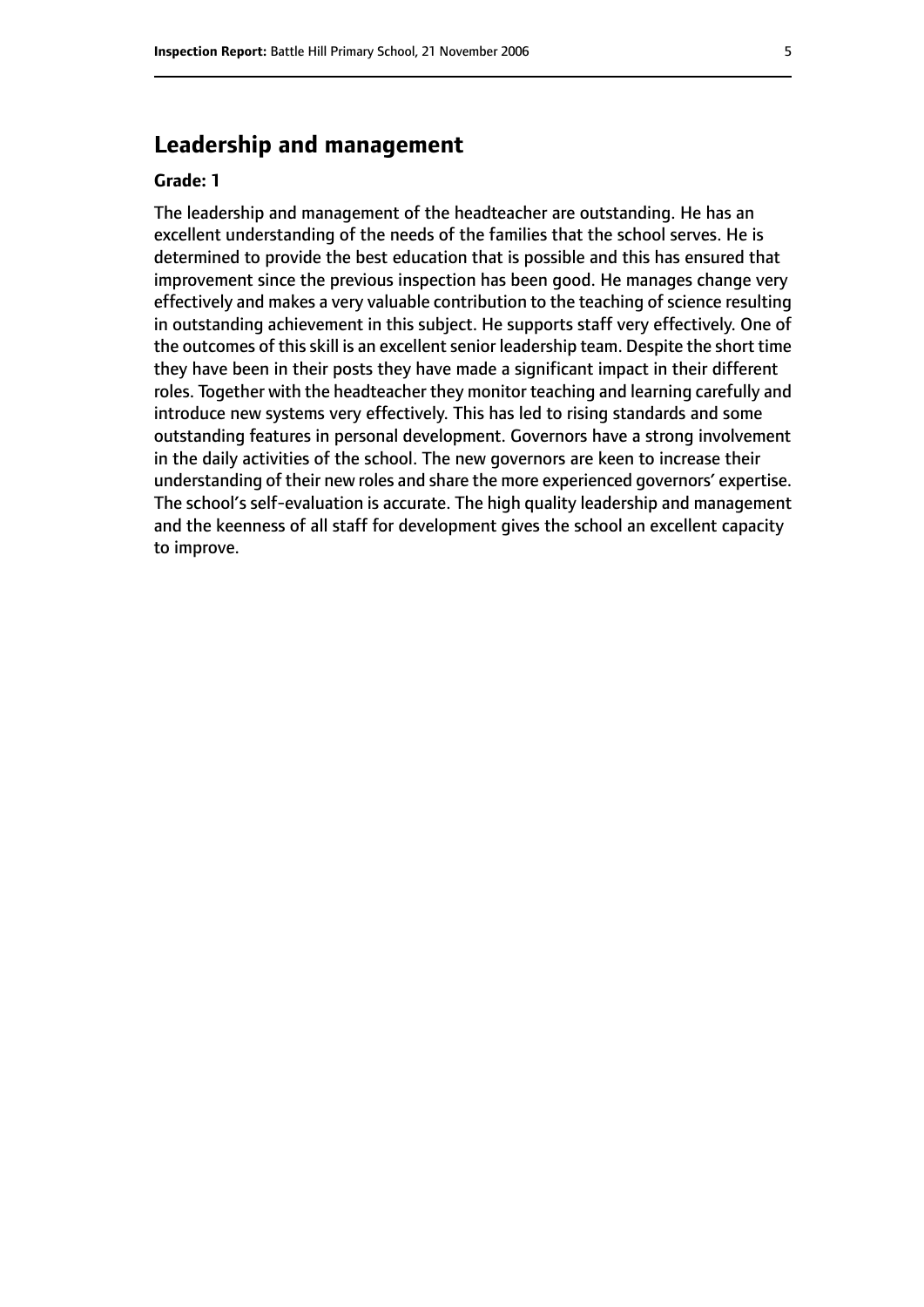## Leadership and management

**Grade: 1**

The leadership and management of the headteacher are outstanding. He has an excellent understanding of the needs of the families that the school serves. He is determined to provide the best education that is possible and this has ensured that improvement since the previous inspection has been good. He manages change very effectively and makes a very valuable contribution to the teaching of science resulting in outstanding achievement in this subject. He supports staff very effectively. One of the outcomes of this skill is an excellent senior leadership team. Despite the short time they have been in their posts they have made a significant impact in their different roles. Together with the headteacher they monitor teaching and learning carefully and introduce new systems very effectively. This has led to rising standards and some outstanding features in personal development. Governors have a strong involvement in the daily activities of the school. The new governors are keen to increase their understanding of their new roles and share the more experienced governors' expertise. The school's self-evaluation is accurate. The high quality leadership and management and the keenness of all staff for development gives the school an excellent capacity to improve.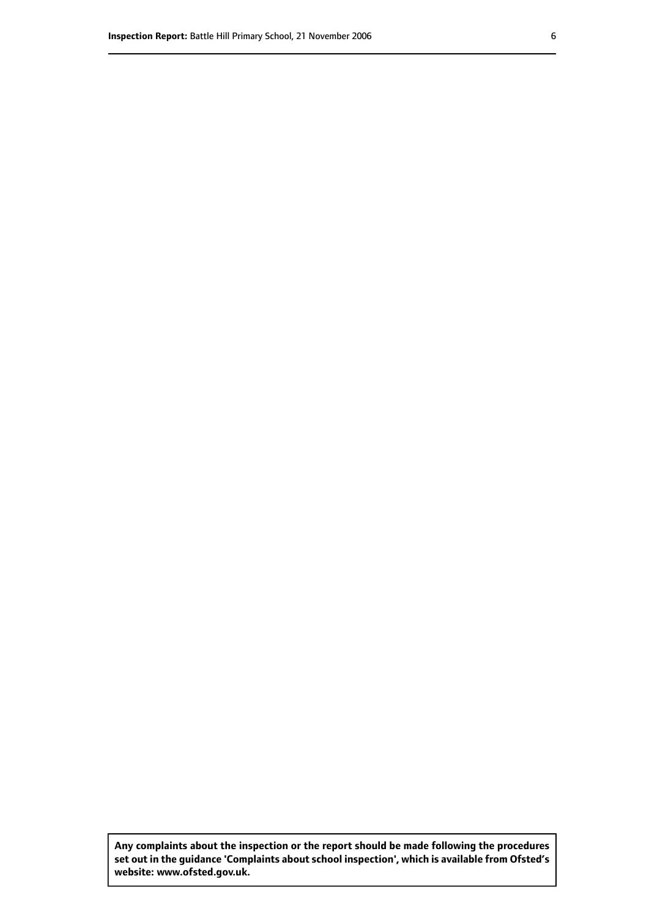**Any complaints about the inspection or the report should be made following the procedures set out in the guidance 'Complaints about school inspection', which is available from Ofsted's website: www.ofsted.gov.uk.**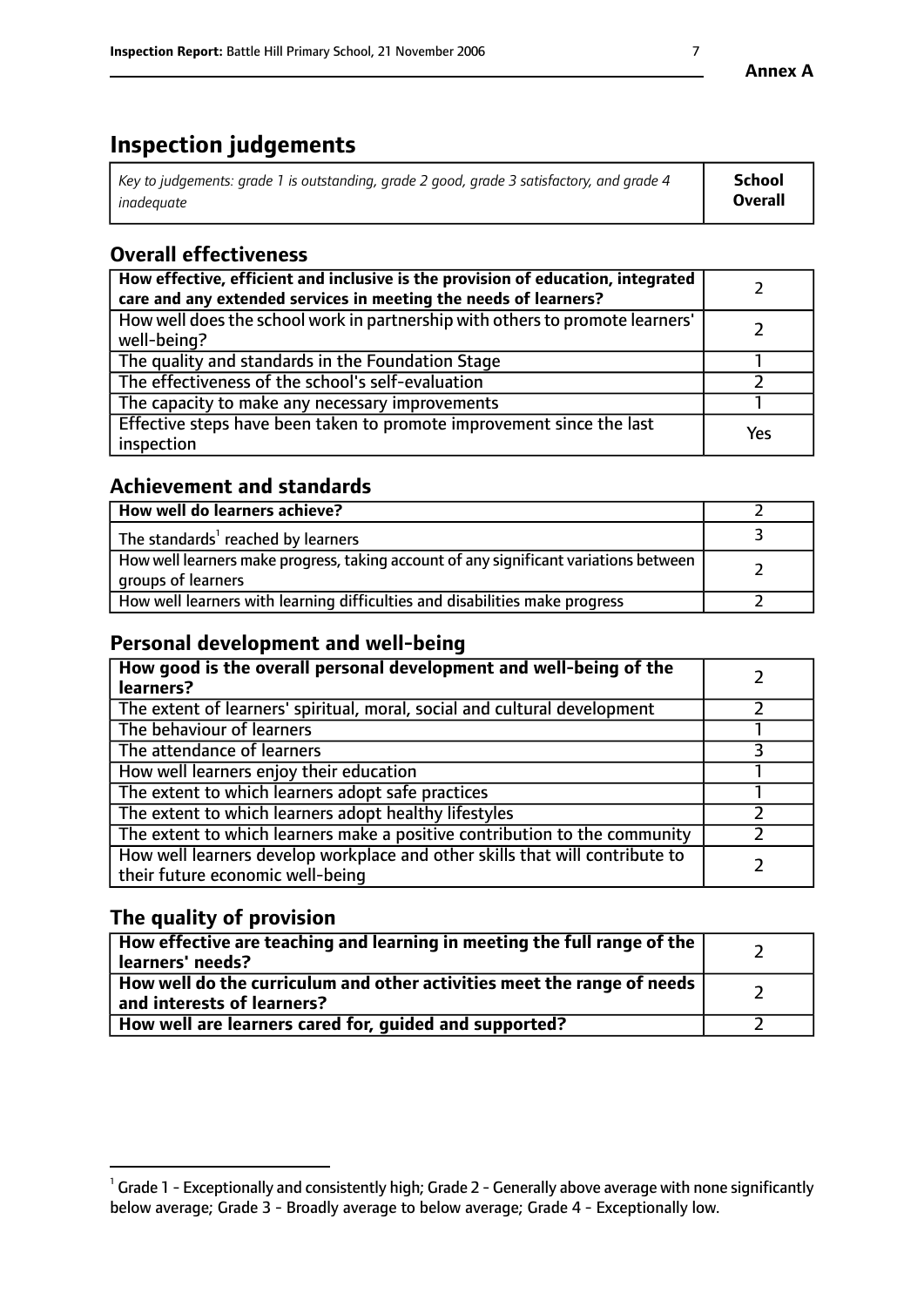Annex A

# Inspection judgements

| *Key to judgements: grade 1 is outstanding, grade 2 good, grade 3 satisfactory, and grade 4 inadequate* | **School Overall** |
|---|---|

## Overall effectiveness

| | |
|---|---|
| **How effective, efficient and inclusive is the provision of education, integrated care and any extended services in meeting the needs of learners?** | 2 |
| How well does the school work in partnership with others to promote learners' well-being? | 2 |
| The quality and standards in the Foundation Stage | 1 |
| The effectiveness of the school's self-evaluation | 2 |
| The capacity to make any necessary improvements | 1 |
| Effective steps have been taken to promote improvement since the last inspection | Yes |

## Achievement and standards

| | |
|---|---|
| **How well do learners achieve?** | 2 |
| The standards[1] reached by learners | 3 |
| How well learners make progress, taking account of any significant variations between groups of learners | 2 |
| How well learners with learning difficulties and disabilities make progress | 2 |

## Personal development and well-being

| | |
|---|---|
| **How good is the overall personal development and well-being of the learners?** | 2 |
| The extent of learners' spiritual, moral, social and cultural development | 2 |
| The behaviour of learners | 1 |
| The attendance of learners | 3 |
| How well learners enjoy their education | 1 |
| The extent to which learners adopt safe practices | 1 |
| The extent to which learners adopt healthy lifestyles | 2 |
| The extent to which learners make a positive contribution to the community | 2 |
| How well learners develop workplace and other skills that will contribute to their future economic well-being | 2 |

## The quality of provision

| | |
|---|---|
| **How effective are teaching and learning in meeting the full range of the learners' needs?** | 2 |
| **How well do the curriculum and other activities meet the range of needs and interests of learners?** | 2 |
| **How well are learners cared for, guided and supported?** | 2 |

[1] Grade 1 - Exceptionally and consistently high; Grade 2 - Generally above average with none significantly below average; Grade 3 - Broadly average to below average; Grade 4 - Exceptionally low.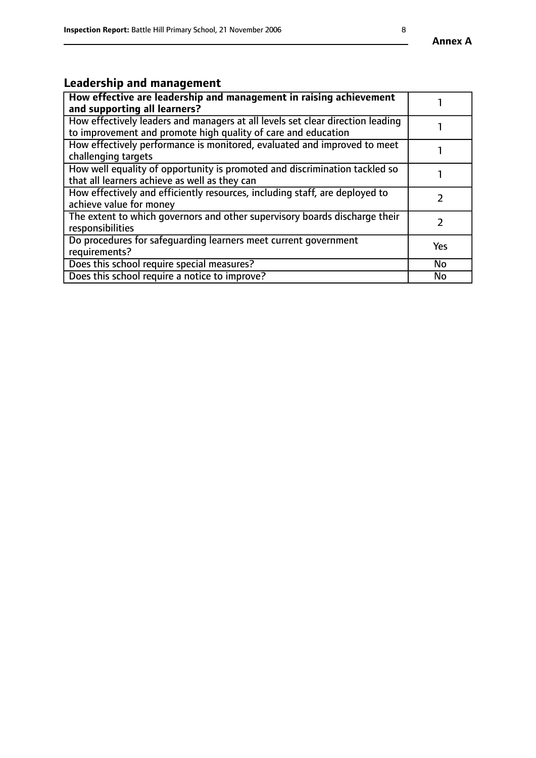## Annex A

## Leadership and management

| **How effective are leadership and management in raising achievement and supporting all learners?** | 1 |
|---|---|
| How effectively leaders and managers at all levels set clear direction leading to improvement and promote high quality of care and education | 1 |
| How effectively performance is monitored, evaluated and improved to meet challenging targets | 1 |
| How well equality of opportunity is promoted and discrimination tackled so that all learners achieve as well as they can | 1 |
| How effectively and efficiently resources, including staff, are deployed to achieve value for money | 2 |
| The extent to which governors and other supervisory boards discharge their responsibilities | 2 |
| Do procedures for safeguarding learners meet current government requirements? | Yes |
| Does this school require special measures? | No |
| Does this school require a notice to improve? | No |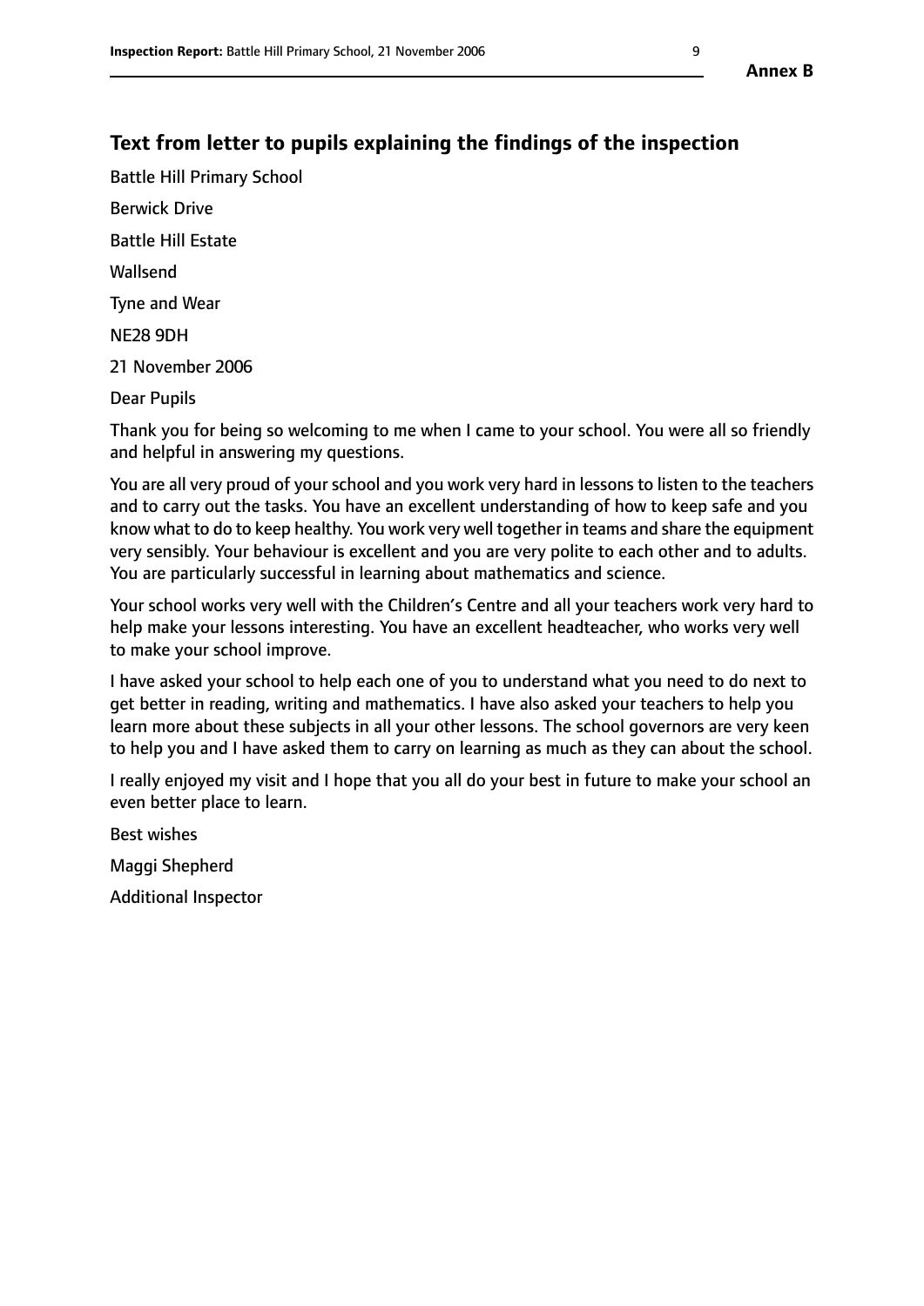## Text from letter to pupils explaining the findings of the inspection

Battle Hill Primary School

Berwick Drive

Battle Hill Estate

Wallsend

Tyne and Wear

NE28 9DH

21 November 2006

Dear Pupils

Thank you for being so welcoming to me when I came to your school. You were all so friendly and helpful in answering my questions.

You are all very proud of your school and you work very hard in lessons to listen to the teachers and to carry out the tasks. You have an excellent understanding of how to keep safe and you know what to do to keep healthy. You work very well together in teams and share the equipment very sensibly. Your behaviour is excellent and you are very polite to each other and to adults. You are particularly successful in learning about mathematics and science.

Your school works very well with the Children's Centre and all your teachers work very hard to help make your lessons interesting. You have an excellent headteacher, who works very well to make your school improve.

I have asked your school to help each one of you to understand what you need to do next to get better in reading, writing and mathematics. I have also asked your teachers to help you learn more about these subjects in all your other lessons. The school governors are very keen to help you and I have asked them to carry on learning as much as they can about the school.

I really enjoyed my visit and I hope that you all do your best in future to make your school an even better place to learn.

Best wishes

Maggi Shepherd

Additional Inspector